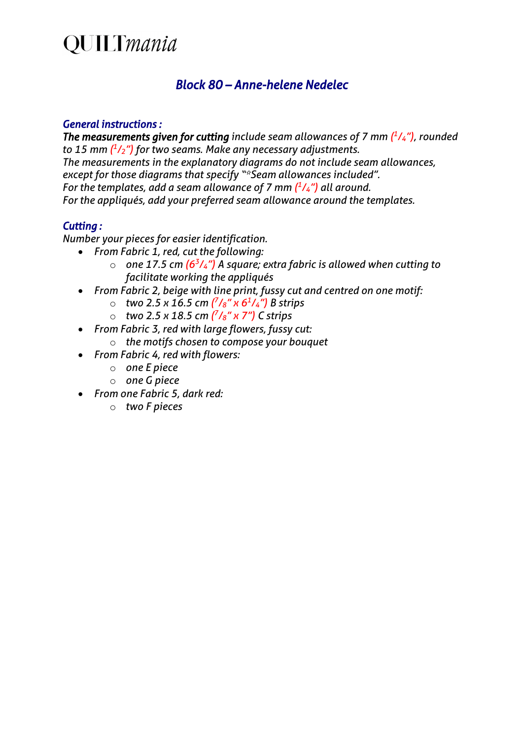# QUILT*mania*

## *Block 80 – Anne-helene Nedelec*

### *General instructions :*

***The measurements given for cutting*** *include seam allowances of 7 mm (1/4"), rounded to 15 mm (1/2") for two seams. Make any necessary adjustments.*
*The measurements in the explanatory diagrams do not include seam allowances, except for those diagrams that specify "*Seam allowances included".*
*For the templates, add a seam allowance of 7 mm (1/4") all around.*
*For the appliqués, add your preferred seam allowance around the templates.*

### *Cutting :*

*Number your pieces for easier identification.*

- *From Fabric 1, red, cut the following:*
  - *one 17.5 cm (6 3/4") A square; extra fabric is allowed when cutting to facilitate working the appliqués*
- *From Fabric 2, beige with line print, fussy cut and centred on one motif:*
  - *two 2.5 x 16.5 cm (7/8" x 6 1/4") B strips*
  - *two 2.5 x 18.5 cm (7/8" x 7") C strips*
- *From Fabric 3, red with large flowers, fussy cut:*
  - *the motifs chosen to compose your bouquet*
- *From Fabric 4, red with flowers:*
  - *one E piece*
  - *one G piece*
- *From one Fabric 5, dark red:*
  - *two F pieces*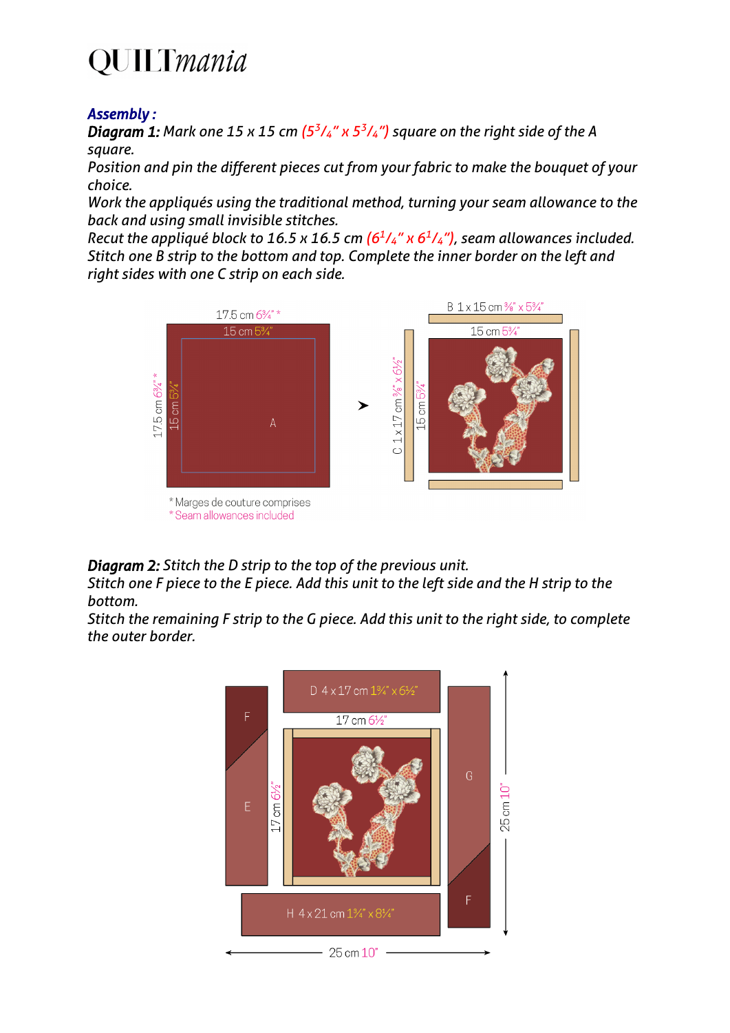QUILTmania

**Assembly :**

***Diagram 1:*** *Mark one 15 x 15 cm (5$^3$/$_4$" x 5$^3$/$_4$") square on the right side of the A square.*
*Position and pin the different pieces cut from your fabric to make the bouquet of your choice.*
*Work the appliqués using the traditional method, turning your seam allowance to the back and using small invisible stitches.*
*Recut the appliqué block to 16.5 x 16.5 cm (6$^1$/$_4$" x 6$^1$/$_4$"), seam allowances included.*
*Stitch one B strip to the bottom and top. Complete the inner border on the left and right sides with one C strip on each side.*

17.5 cm 6¾" *
15 cm 5¾"
17.5 cm 6¾" *
15 cm 5¾"
A
B 1 x 15 cm ⅜" x 5¾"
15 cm 5¾"
C 1 x 17 cm ⅜" x 6½"
15 cm 5¾"
* Marges de couture comprises
* Seam allowances included

***Diagram 2:*** *Stitch the D strip to the top of the previous unit.*
*Stitch one F piece to the E piece. Add this unit to the left side and the H strip to the bottom.*
*Stitch the remaining F strip to the G piece. Add this unit to the right side, to complete the outer border.*

D 4 x 17 cm 1¾" x 6½"
17 cm 6½"
F
E
17 cm 6½"
G
F
25 cm 10"
H 4 x 21 cm 1¾" x 8¼"
25 cm 10"